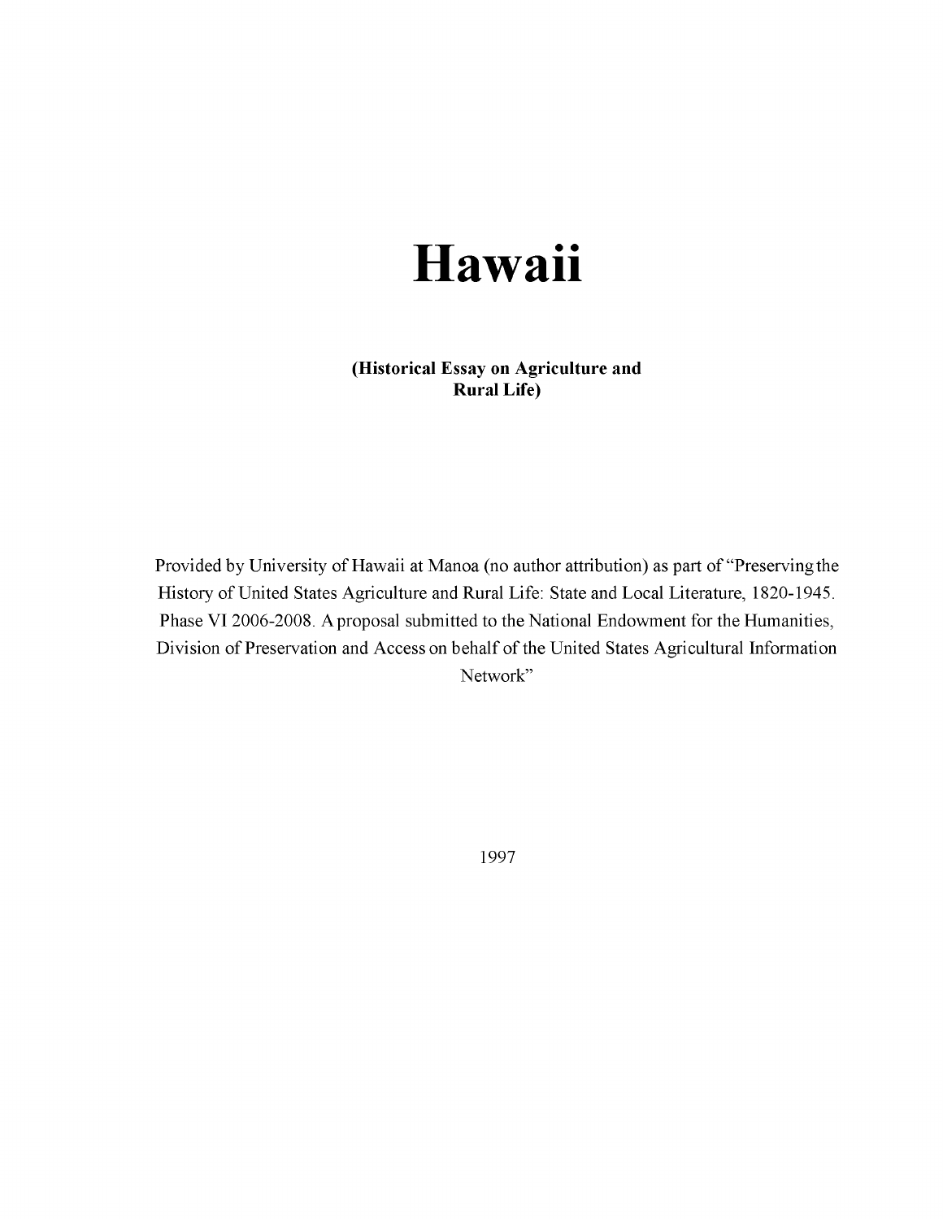# Hawaii

**(Historical Essay on Agriculture and Rural Life)**

Provided by University of Hawaii at Manoa (no author attribution) as part of "Preserving the History of United States Agriculture and Rural Life: State and Local Literature, 1820-1945. Phase VI 2006-2008. A proposal submitted to the National Endowment for the Humanities, Division of Preservation and Access on behalf of the United States Agricultural Information Network"

1997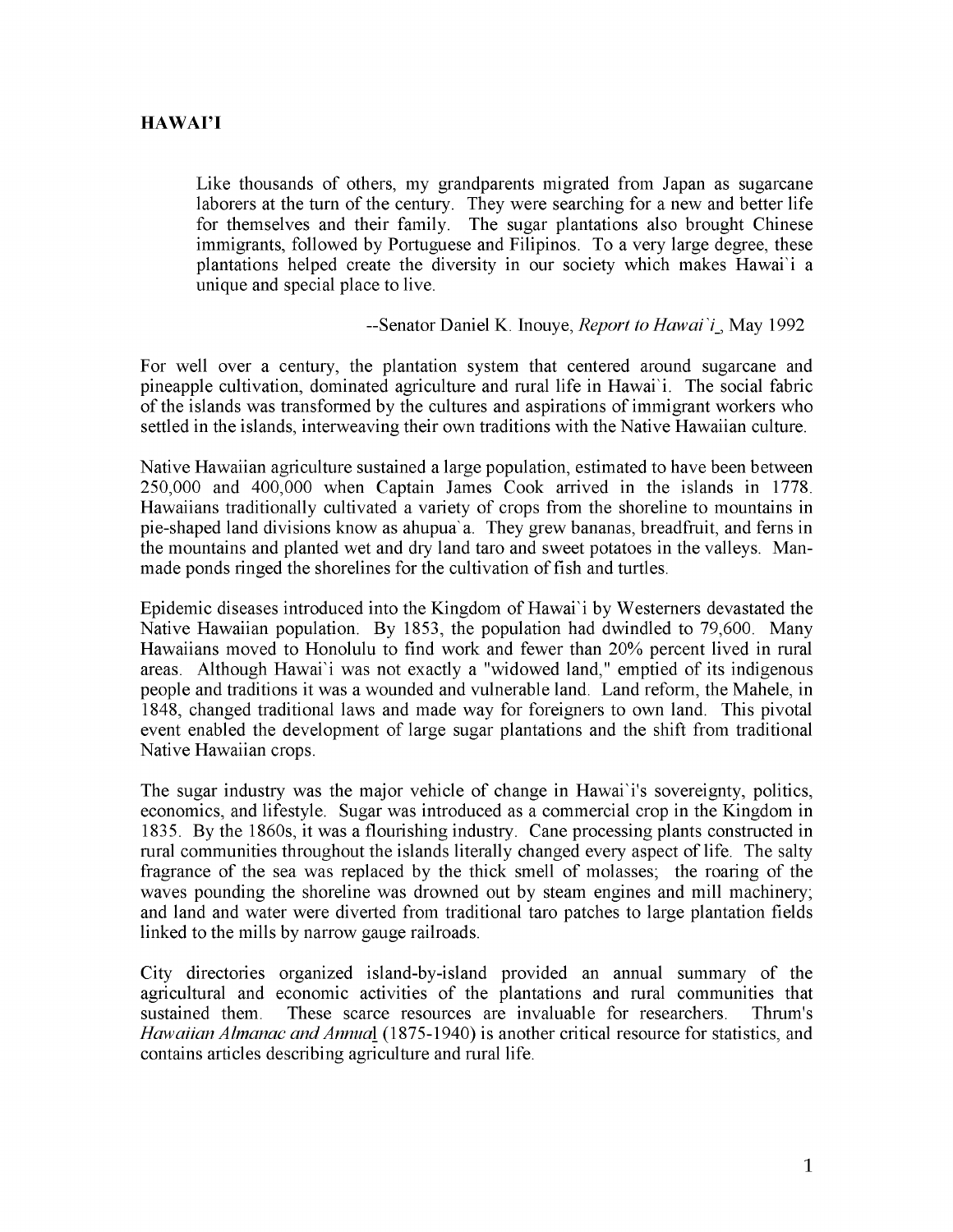# HAWAI'I

> Like thousands of others, my grandparents migrated from Japan as sugarcane laborers at the turn of the century. They were searching for a new and better life for themselves and their family. The sugar plantations also brought Chinese immigrants, followed by Portuguese and Filipinos. To a very large degree, these plantations helped create the diversity in our society which makes Hawai`i a unique and special place to live.
>
> --Senator Daniel K. Inouye, *Report to Hawai`i*, May 1992

For well over a century, the plantation system that centered around sugarcane and pineapple cultivation, dominated agriculture and rural life in Hawai`i. The social fabric of the islands was transformed by the cultures and aspirations of immigrant workers who settled in the islands, interweaving their own traditions with the Native Hawaiian culture.

Native Hawaiian agriculture sustained a large population, estimated to have been between 250,000 and 400,000 when Captain James Cook arrived in the islands in 1778. Hawaiians traditionally cultivated a variety of crops from the shoreline to mountains in pie-shaped land divisions know as ahupua`a. They grew bananas, breadfruit, and ferns in the mountains and planted wet and dry land taro and sweet potatoes in the valleys. Man-made ponds ringed the shorelines for the cultivation of fish and turtles.

Epidemic diseases introduced into the Kingdom of Hawai`i by Westerners devastated the Native Hawaiian population. By 1853, the population had dwindled to 79,600. Many Hawaiians moved to Honolulu to find work and fewer than 20% percent lived in rural areas. Although Hawai`i was not exactly a "widowed land," emptied of its indigenous people and traditions it was a wounded and vulnerable land. Land reform, the Mahele, in 1848, changed traditional laws and made way for foreigners to own land. This pivotal event enabled the development of large sugar plantations and the shift from traditional Native Hawaiian crops.

The sugar industry was the major vehicle of change in Hawai`i's sovereignty, politics, economics, and lifestyle. Sugar was introduced as a commercial crop in the Kingdom in 1835. By the 1860s, it was a flourishing industry. Cane processing plants constructed in rural communities throughout the islands literally changed every aspect of life. The salty fragrance of the sea was replaced by the thick smell of molasses; the roaring of the waves pounding the shoreline was drowned out by steam engines and mill machinery; and land and water were diverted from traditional taro patches to large plantation fields linked to the mills by narrow gauge railroads.

City directories organized island-by-island provided an annual summary of the agricultural and economic activities of the plantations and rural communities that sustained them. These scarce resources are invaluable for researchers. Thrum's *Hawaiian Almanac and Annual* (1875-1940) is another critical resource for statistics, and contains articles describing agriculture and rural life.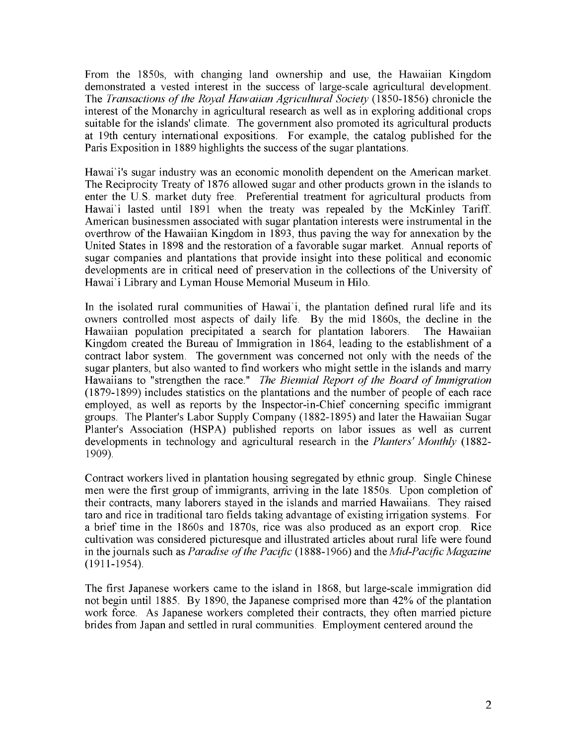From the 1850s, with changing land ownership and use, the Hawaiian Kingdom demonstrated a vested interest in the success of large-scale agricultural development. The *Transactions of the Royal Hawaiian Agricultural Society* (1850-1856) chronicle the interest of the Monarchy in agricultural research as well as in exploring additional crops suitable for the islands' climate. The government also promoted its agricultural products at 19th century international expositions. For example, the catalog published for the Paris Exposition in 1889 highlights the success of the sugar plantations.

Hawai`i's sugar industry was an economic monolith dependent on the American market. The Reciprocity Treaty of 1876 allowed sugar and other products grown in the islands to enter the U.S. market duty free. Preferential treatment for agricultural products from Hawai`i lasted until 1891 when the treaty was repealed by the McKinley Tariff. American businessmen associated with sugar plantation interests were instrumental in the overthrow of the Hawaiian Kingdom in 1893, thus paving the way for annexation by the United States in 1898 and the restoration of a favorable sugar market. Annual reports of sugar companies and plantations that provide insight into these political and economic developments are in critical need of preservation in the collections of the University of Hawai`i Library and Lyman House Memorial Museum in Hilo.

In the isolated rural communities of Hawai`i, the plantation defined rural life and its owners controlled most aspects of daily life. By the mid 1860s, the decline in the Hawaiian population precipitated a search for plantation laborers. The Hawaiian Kingdom created the Bureau of Immigration in 1864, leading to the establishment of a contract labor system. The government was concerned not only with the needs of the sugar planters, but also wanted to find workers who might settle in the islands and marry Hawaiians to "strengthen the race." *The Biennial Report of the Board of Immigration* (1879-1899) includes statistics on the plantations and the number of people of each race employed, as well as reports by the Inspector-in-Chief concerning specific immigrant groups. The Planter's Labor Supply Company (1882-1895) and later the Hawaiian Sugar Planter's Association (HSPA) published reports on labor issues as well as current developments in technology and agricultural research in the *Planters' Monthly* (1882-1909).

Contract workers lived in plantation housing segregated by ethnic group. Single Chinese men were the first group of immigrants, arriving in the late 1850s. Upon completion of their contracts, many laborers stayed in the islands and married Hawaiians. They raised taro and rice in traditional taro fields taking advantage of existing irrigation systems. For a brief time in the 1860s and 1870s, rice was also produced as an export crop. Rice cultivation was considered picturesque and illustrated articles about rural life were found in the journals such as *Paradise of the Pacific* (1888-1966) and the *Mid-Pacific Magazine* (1911-1954).

The first Japanese workers came to the island in 1868, but large-scale immigration did not begin until 1885. By 1890, the Japanese comprised more than 42% of the plantation work force. As Japanese workers completed their contracts, they often married picture brides from Japan and settled in rural communities. Employment centered around the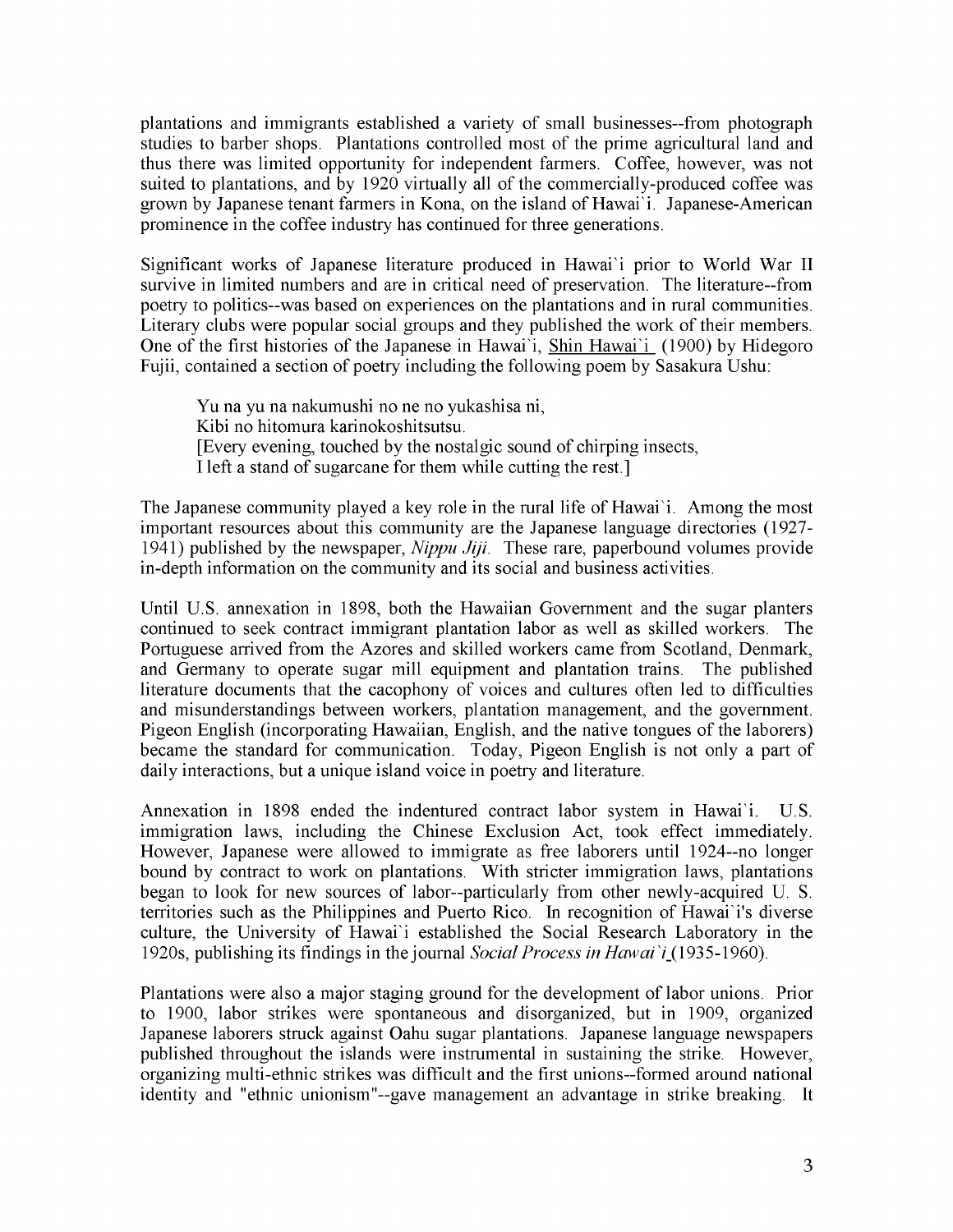plantations and immigrants established a variety of small businesses--from photograph studies to barber shops. Plantations controlled most of the prime agricultural land and thus there was limited opportunity for independent farmers. Coffee, however, was not suited to plantations, and by 1920 virtually all of the commercially-produced coffee was grown by Japanese tenant farmers in Kona, on the island of Hawai`i. Japanese-American prominence in the coffee industry has continued for three generations.

Significant works of Japanese literature produced in Hawai`i prior to World War II survive in limited numbers and are in critical need of preservation. The literature--from poetry to politics--was based on experiences on the plantations and in rural communities. Literary clubs were popular social groups and they published the work of their members. One of the first histories of the Japanese in Hawai`i, Shin Hawai`i (1900) by Hidegoro Fujii, contained a section of poetry including the following poem by Sasakura Ushu:

> Yu na yu na nakumushi no ne no yukashisa ni,
> Kibi no hitomura karinokoshitsutsu.
> [Every evening, touched by the nostalgic sound of chirping insects,
> I left a stand of sugarcane for them while cutting the rest.]

The Japanese community played a key role in the rural life of Hawai`i. Among the most important resources about this community are the Japanese language directories (1927-1941) published by the newspaper, *Nippu Jiji*. These rare, paperbound volumes provide in-depth information on the community and its social and business activities.

Until U.S. annexation in 1898, both the Hawaiian Government and the sugar planters continued to seek contract immigrant plantation labor as well as skilled workers. The Portuguese arrived from the Azores and skilled workers came from Scotland, Denmark, and Germany to operate sugar mill equipment and plantation trains. The published literature documents that the cacophony of voices and cultures often led to difficulties and misunderstandings between workers, plantation management, and the government. Pigeon English (incorporating Hawaiian, English, and the native tongues of the laborers) became the standard for communication. Today, Pigeon English is not only a part of daily interactions, but a unique island voice in poetry and literature.

Annexation in 1898 ended the indentured contract labor system in Hawai`i. U.S. immigration laws, including the Chinese Exclusion Act, took effect immediately. However, Japanese were allowed to immigrate as free laborers until 1924--no longer bound by contract to work on plantations. With stricter immigration laws, plantations began to look for new sources of labor--particularly from other newly-acquired U. S. territories such as the Philippines and Puerto Rico. In recognition of Hawai`i's diverse culture, the University of Hawai`i established the Social Research Laboratory in the 1920s, publishing its findings in the journal *Social Process in Hawai`i* (1935-1960).

Plantations were also a major staging ground for the development of labor unions. Prior to 1900, labor strikes were spontaneous and disorganized, but in 1909, organized Japanese laborers struck against Oahu sugar plantations. Japanese language newspapers published throughout the islands were instrumental in sustaining the strike. However, organizing multi-ethnic strikes was difficult and the first unions--formed around national identity and "ethnic unionism"--gave management an advantage in strike breaking. It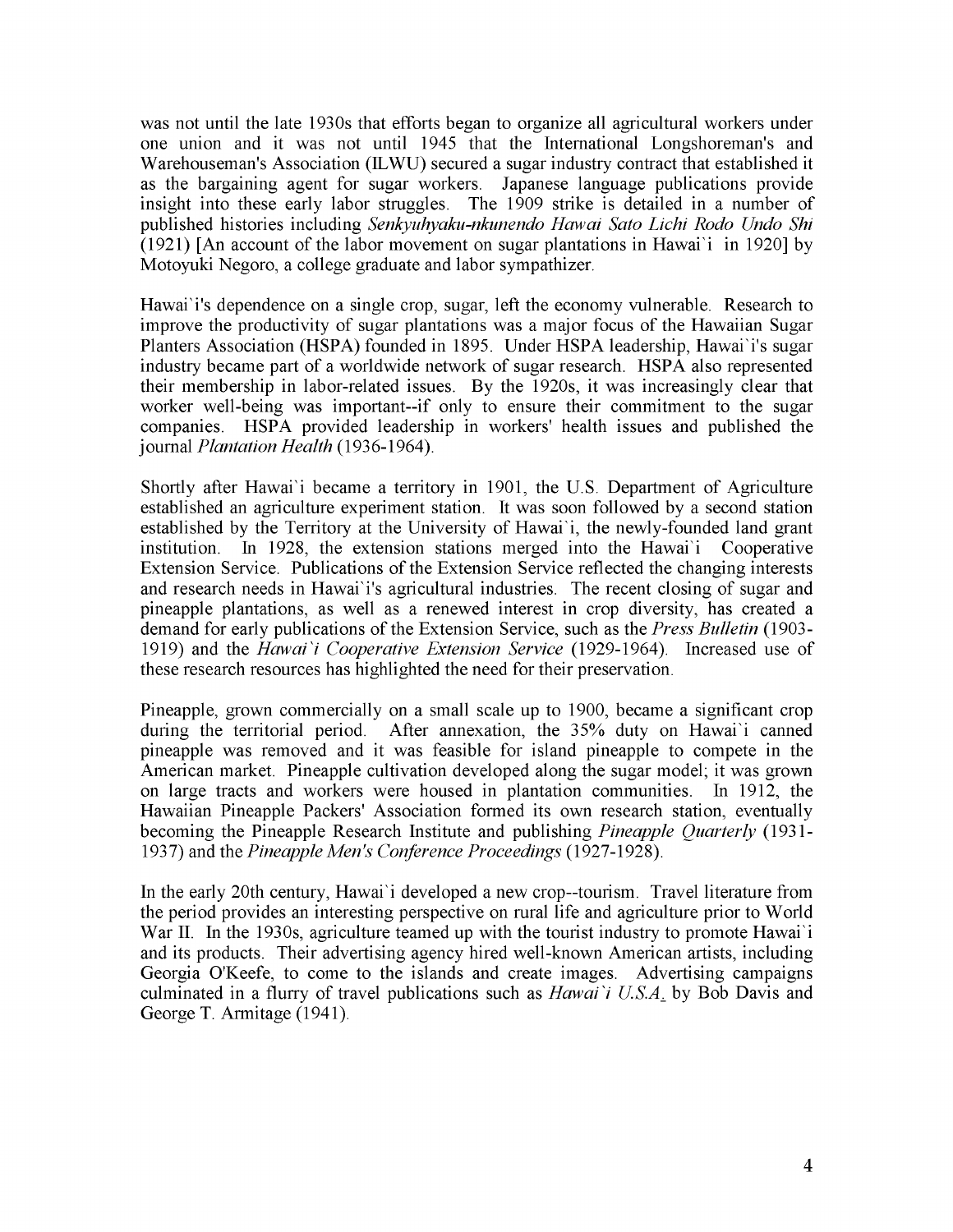was not until the late 1930s that efforts began to organize all agricultural workers under one union and it was not until 1945 that the International Longshoreman's and Warehouseman's Association (ILWU) secured a sugar industry contract that established it as the bargaining agent for sugar workers. Japanese language publications provide insight into these early labor struggles. The 1909 strike is detailed in a number of published histories including *Senkyuhyaku-nkunendo Hawai Sato Lichi Rodo Undo Shi* (1921) [An account of the labor movement on sugar plantations in Hawai`i in 1920] by Motoyuki Negoro, a college graduate and labor sympathizer.

Hawai`i's dependence on a single crop, sugar, left the economy vulnerable. Research to improve the productivity of sugar plantations was a major focus of the Hawaiian Sugar Planters Association (HSPA) founded in 1895. Under HSPA leadership, Hawai`i's sugar industry became part of a worldwide network of sugar research. HSPA also represented their membership in labor-related issues. By the 1920s, it was increasingly clear that worker well-being was important--if only to ensure their commitment to the sugar companies. HSPA provided leadership in workers' health issues and published the journal *Plantation Health* (1936-1964).

Shortly after Hawai`i became a territory in 1901, the U.S. Department of Agriculture established an agriculture experiment station. It was soon followed by a second station established by the Territory at the University of Hawai`i, the newly-founded land grant institution. In 1928, the extension stations merged into the Hawai`i Cooperative Extension Service. Publications of the Extension Service reflected the changing interests and research needs in Hawai`i's agricultural industries. The recent closing of sugar and pineapple plantations, as well as a renewed interest in crop diversity, has created a demand for early publications of the Extension Service, such as the *Press Bulletin* (1903-1919) and the *Hawai`i Cooperative Extension Service* (1929-1964). Increased use of these research resources has highlighted the need for their preservation.

Pineapple, grown commercially on a small scale up to 1900, became a significant crop during the territorial period. After annexation, the 35% duty on Hawai`i canned pineapple was removed and it was feasible for island pineapple to compete in the American market. Pineapple cultivation developed along the sugar model; it was grown on large tracts and workers were housed in plantation communities. In 1912, the Hawaiian Pineapple Packers' Association formed its own research station, eventually becoming the Pineapple Research Institute and publishing *Pineapple Quarterly* (1931-1937) and the *Pineapple Men's Conference Proceedings* (1927-1928).

In the early 20th century, Hawai`i developed a new crop--tourism. Travel literature from the period provides an interesting perspective on rural life and agriculture prior to World War II. In the 1930s, agriculture teamed up with the tourist industry to promote Hawai`i and its products. Their advertising agency hired well-known American artists, including Georgia O'Keefe, to come to the islands and create images. Advertising campaigns culminated in a flurry of travel publications such as *Hawai`i U.S.A.* by Bob Davis and George T. Armitage (1941).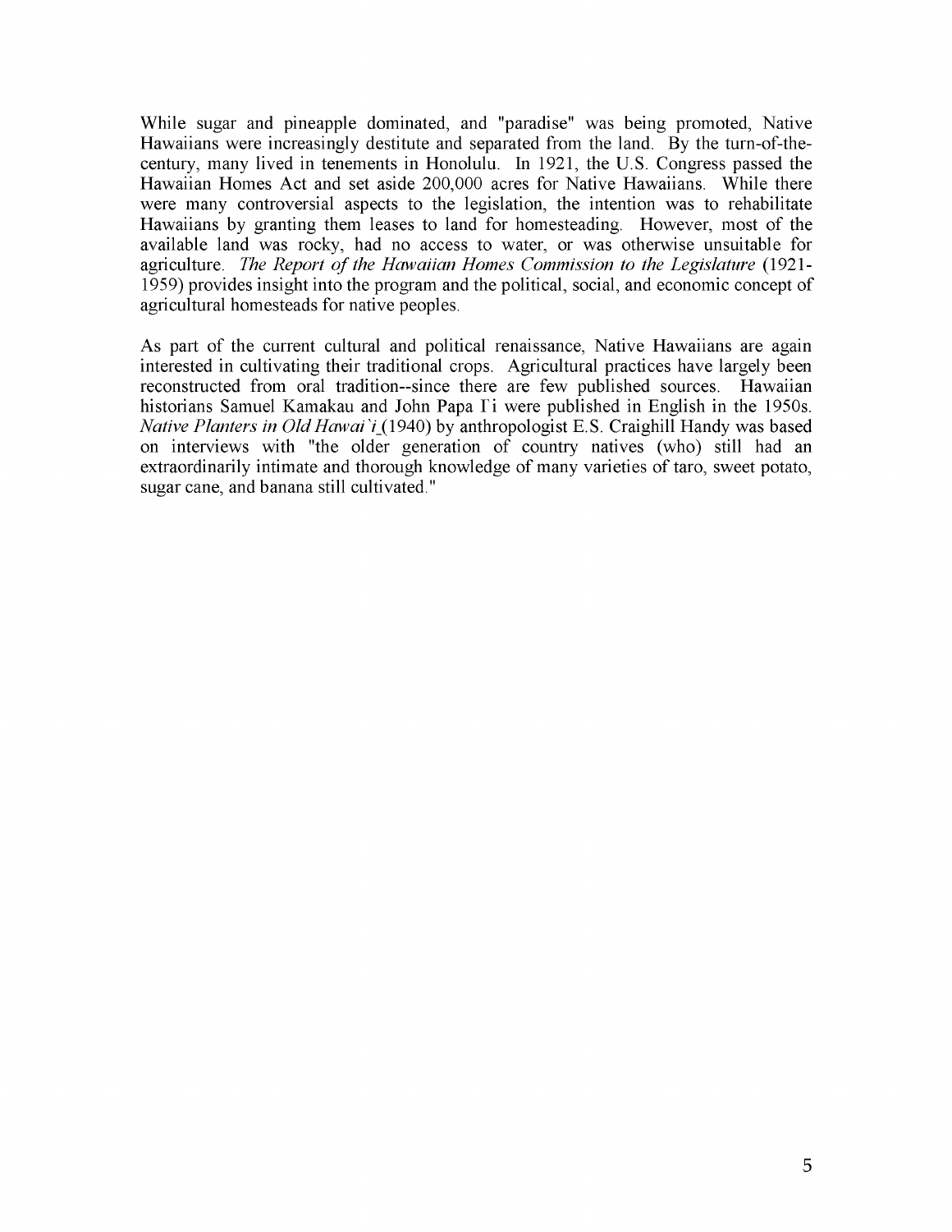While sugar and pineapple dominated, and "paradise" was being promoted, Native Hawaiians were increasingly destitute and separated from the land. By the turn-of-the-century, many lived in tenements in Honolulu. In 1921, the U.S. Congress passed the Hawaiian Homes Act and set aside 200,000 acres for Native Hawaiians. While there were many controversial aspects to the legislation, the intention was to rehabilitate Hawaiians by granting them leases to land for homesteading. However, most of the available land was rocky, had no access to water, or was otherwise unsuitable for agriculture. *The Report of the Hawaiian Homes Commission to the Legislature* (1921-1959) provides insight into the program and the political, social, and economic concept of agricultural homesteads for native peoples.

As part of the current cultural and political renaissance, Native Hawaiians are again interested in cultivating their traditional crops. Agricultural practices have largely been reconstructed from oral tradition--since there are few published sources. Hawaiian historians Samuel Kamakau and John Papa I'i were published in English in the 1950s. *Native Planters in Old Hawai`i* (1940) by anthropologist E.S. Craighill Handy was based on interviews with "the older generation of country natives (who) still had an extraordinarily intimate and thorough knowledge of many varieties of taro, sweet potato, sugar cane, and banana still cultivated."